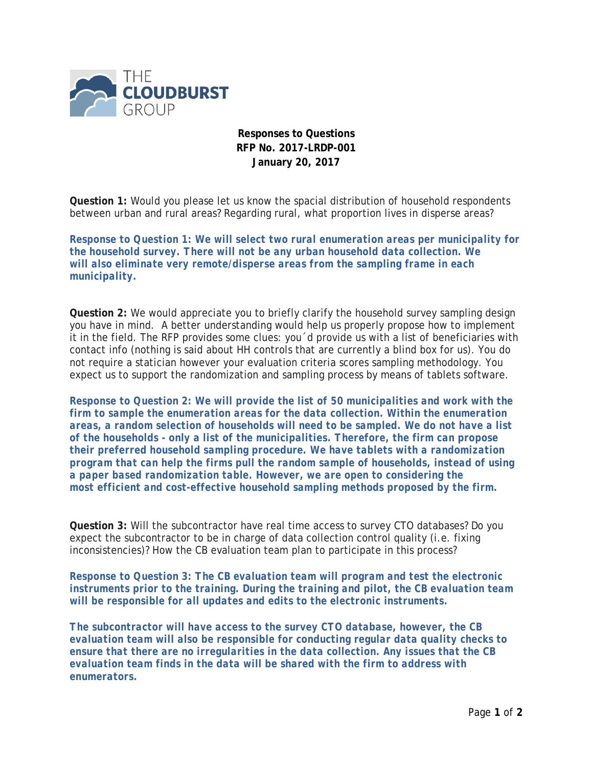THE CLOUDBURST GROUP

**Responses to Questions**
**RFP No. 2017-LRDP-001**
**January 20, 2017**

**Question 1:** Would you please let us know the spacial distribution of household respondents between urban and rural areas? Regarding rural, what proportion lives in disperse areas?

***Response to Question 1: We will select two rural enumeration areas per municipality for the household survey. There will not be any urban household data collection. We will also eliminate very remote/disperse areas from the sampling frame in each municipality.***

**Question 2:** We would appreciate you to briefly clarify the household survey sampling design you have in mind. A better understanding would help us properly propose how to implement it in the field. The RFP provides some clues: you´d provide us with a list of beneficiaries with contact info (nothing is said about HH controls that are currently a blind box for us). You do not require a statician however your evaluation criteria scores sampling methodology. You expect us to support the randomization and sampling process by means of tablets software.

***Response to Question 2: We will provide the list of 50 municipalities and work with the firm to sample the enumeration areas for the data collection. Within the enumeration areas, a random selection of households will need to be sampled. We do not have a list of the households - only a list of the municipalities. Therefore, the firm can propose their preferred household sampling procedure. We have tablets with a randomization program that can help the firms pull the random sample of households, instead of using a paper based randomization table. However, we are open to considering the most efficient and cost-effective household sampling methods proposed by the firm.***

**Question 3:** Will the subcontractor have real time access to survey CTO databases? Do you expect the subcontractor to be in charge of data collection control quality (i.e. fixing inconsistencies)? How the CB evaluation team plan to participate in this process?

***Response to Question 3: The CB evaluation team will program and test the electronic instruments prior to the training. During the training and pilot, the CB evaluation team will be responsible for all updates and edits to the electronic instruments.***

***The subcontractor will have access to the survey CTO database, however, the CB evaluation team will also be responsible for conducting regular data quality checks to ensure that there are no irregularities in the data collection. Any issues that the CB evaluation team finds in the data will be shared with the firm to address with enumerators.***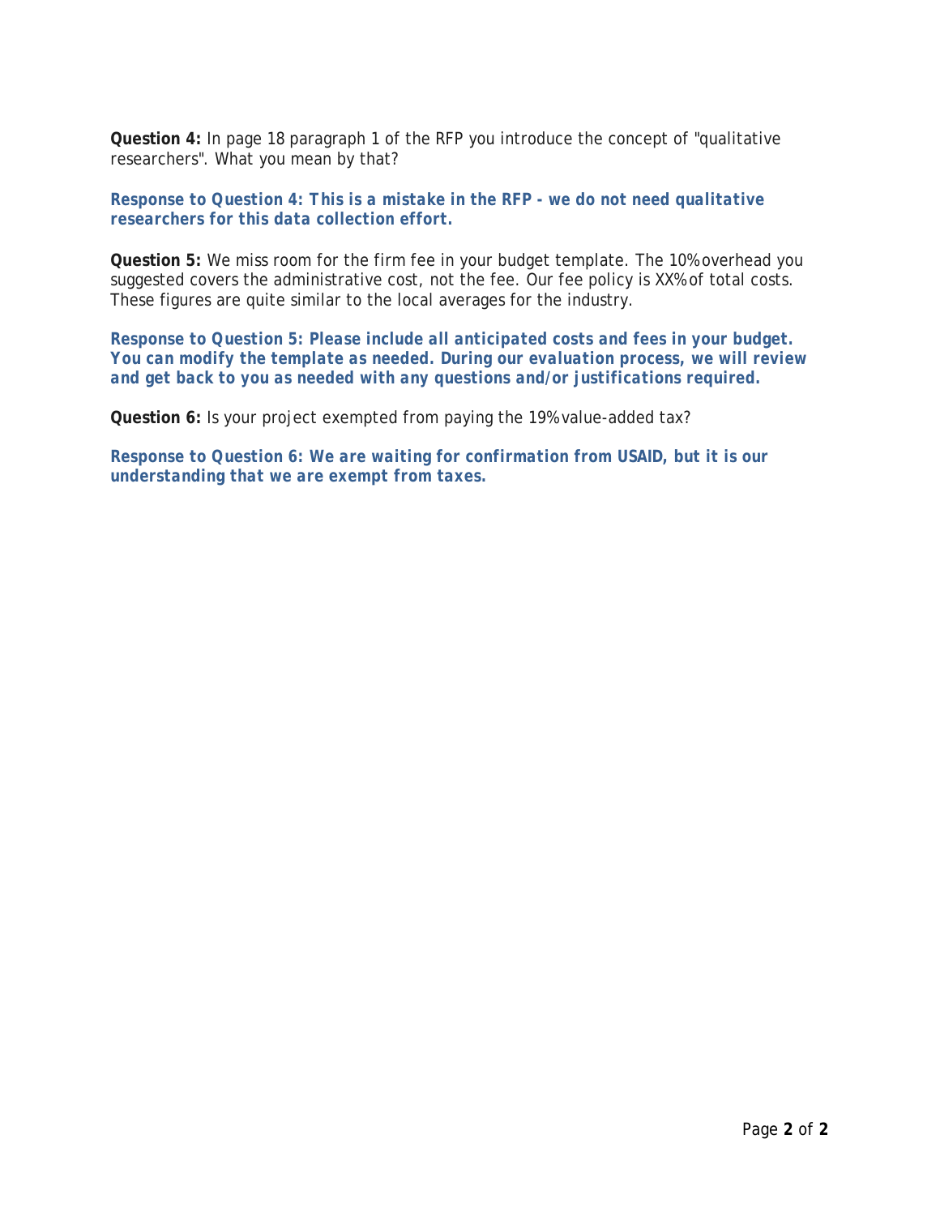**Question 4:** In page 18 paragraph 1 of the RFP you introduce the concept of "qualitative researchers". What you mean by that?

***Response to Question 4: This is a mistake in the RFP - we do not need qualitative researchers for this data collection effort.***

**Question 5:** We miss room for the firm fee in your budget template. The 10% overhead you suggested covers the administrative cost, not the fee. Our fee policy is XX% of total costs. These figures are quite similar to the local averages for the industry.

***Response to Question 5: Please include all anticipated costs and fees in your budget. You can modify the template as needed. During our evaluation process, we will review and get back to you as needed with any questions and/or justifications required.***

**Question 6:** Is your project exempted from paying the 19% value-added tax?

***Response to Question 6: We are waiting for confirmation from USAID, but it is our understanding that we are exempt from taxes.***